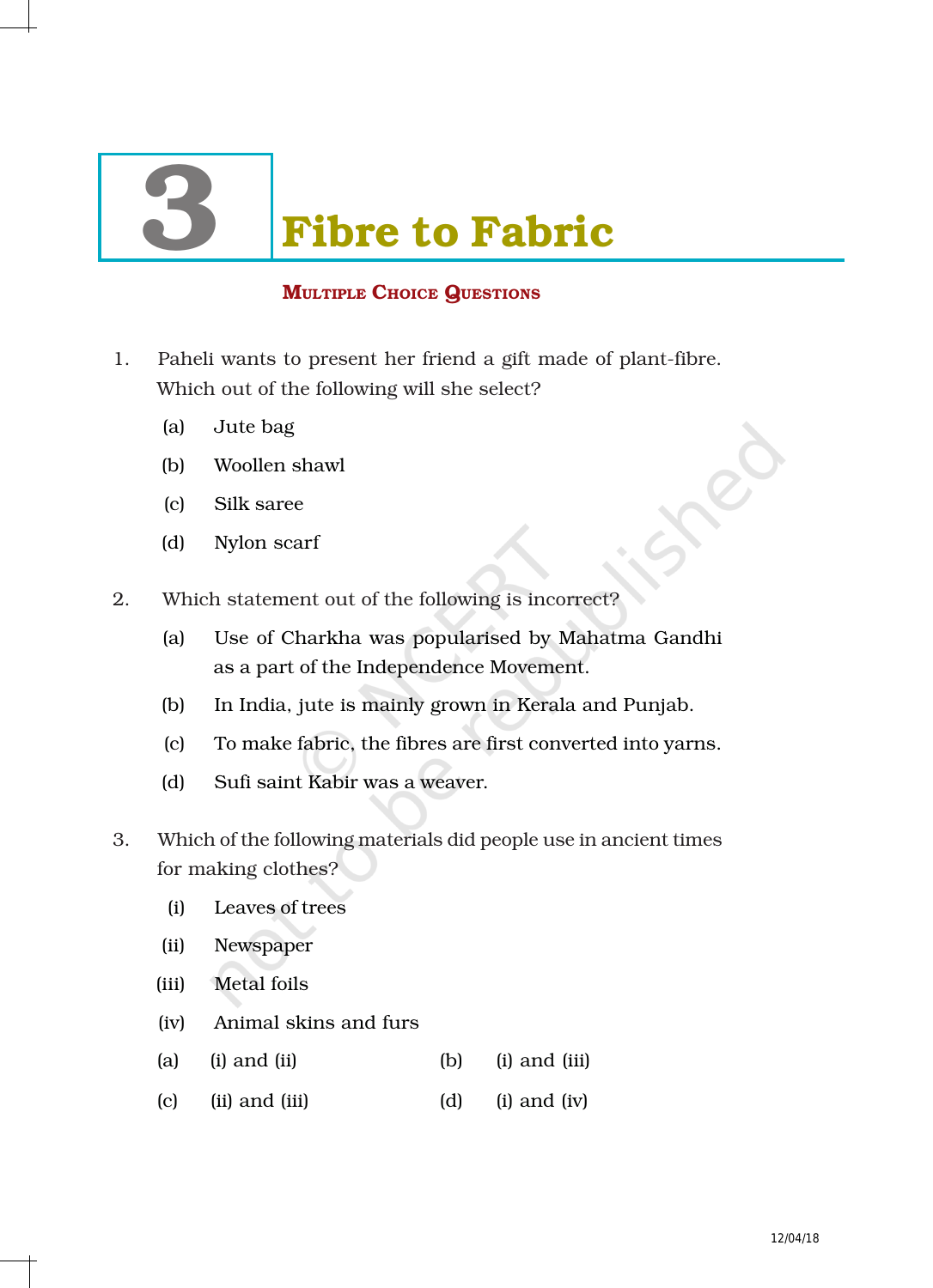# 3 Fibre to Fabric

## MULTIPLE CHOICE QUESTIONS

1. Paheli wants to present her friend a gift made of plant-fibre. Which out of the following will she select?

   (a) Jute bag

   (b) Woollen shawl

   (c) Silk saree

   (d) Nylon scarf

2. Which statement out of the following is incorrect?

   (a) Use of Charkha was popularised by Mahatma Gandhi as a part of the Independence Movement.

   (b) In India, jute is mainly grown in Kerala and Punjab.

   (c) To make fabric, the fibres are first converted into yarns.

   (d) Sufi saint Kabir was a weaver.

3. Which of the following materials did people use in ancient times for making clothes?

   (i) Leaves of trees

   (ii) Newspaper

   (iii) Metal foils

   (iv) Animal skins and furs

   (a) (i) and (ii) (b) (i) and (iii)

   (c) (ii) and (iii) (d) (i) and (iv)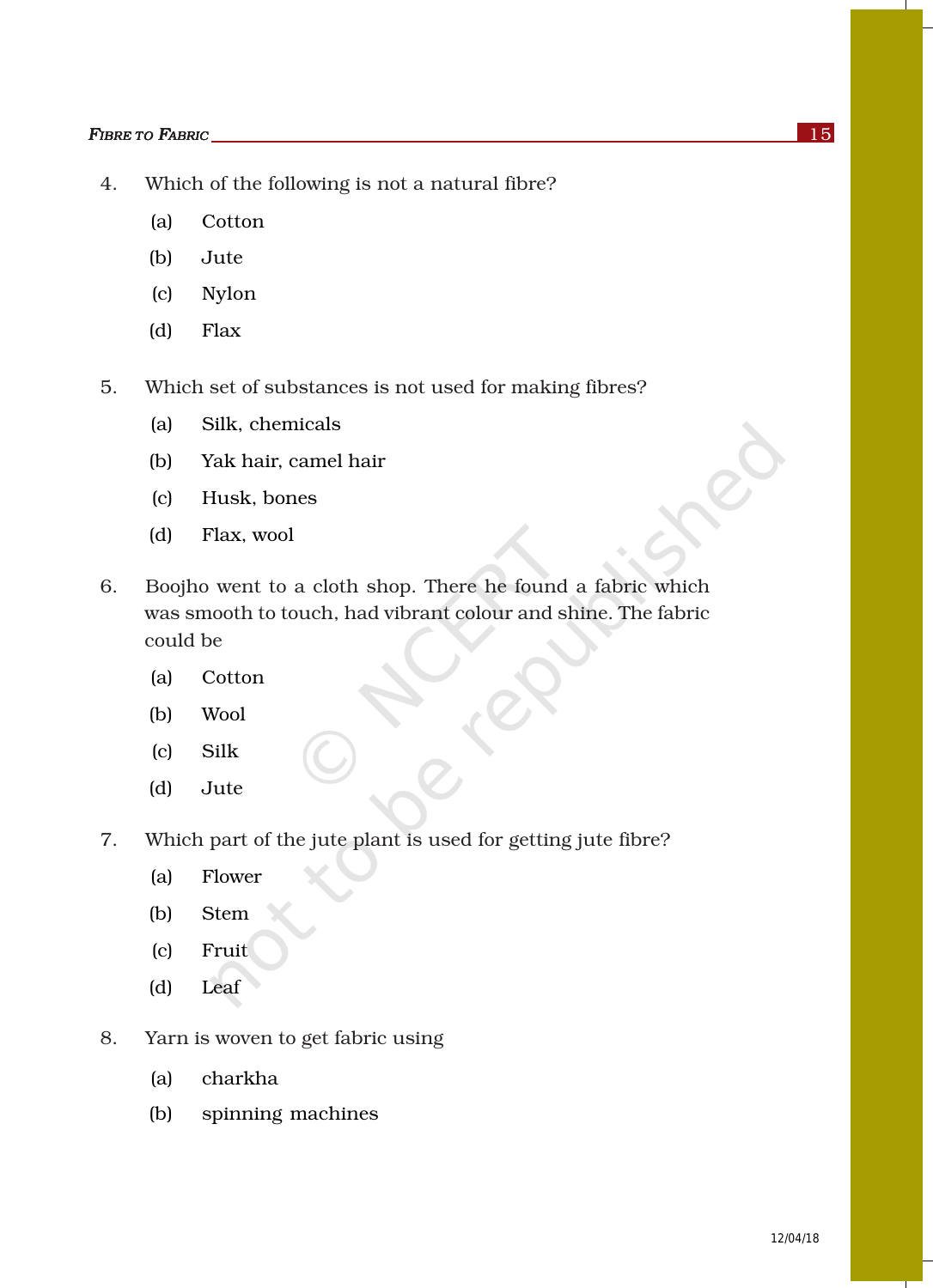4. Which of the following is not a natural fibre?

   (a) Cotton

   (b) Jute

   (c) Nylon

   (d) Flax

5. Which set of substances is not used for making fibres?

   (a) Silk, chemicals

   (b) Yak hair, camel hair

   (c) Husk, bones

   (d) Flax, wool

6. Boojho went to a cloth shop. There he found a fabric which was smooth to touch, had vibrant colour and shine. The fabric could be

   (a) Cotton

   (b) Wool

   (c) Silk

   (d) Jute

7. Which part of the jute plant is used for getting jute fibre?

   (a) Flower

   (b) Stem

   (c) Fruit

   (d) Leaf

8. Yarn is woven to get fabric using

   (a) charkha

   (b) spinning machines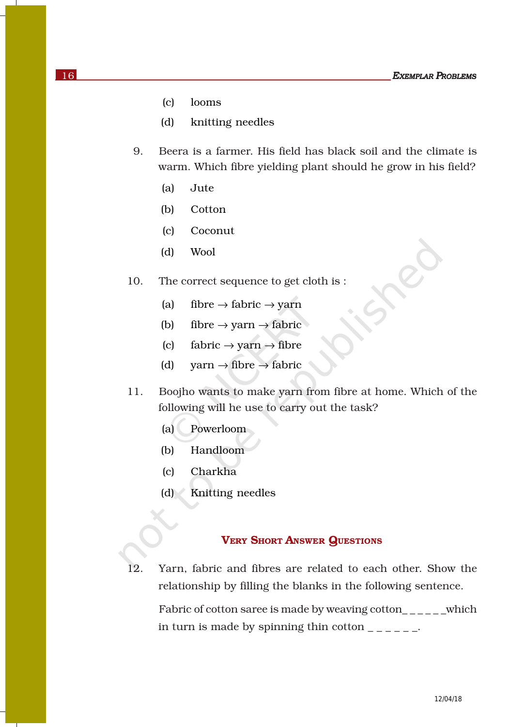(c) looms

(d) knitting needles

9. Beera is a farmer. His field has black soil and the climate is warm. Which fibre yielding plant should he grow in his field?

   (a) Jute

   (b) Cotton

   (c) Coconut

   (d) Wool

10. The correct sequence to get cloth is :

    (a) fibre → fabric → yarn

    (b) fibre → yarn → fabric

    (c) fabric → yarn → fibre

    (d) yarn → fibre → fabric

11. Boojho wants to make yarn from fibre at home. Which of the following will he use to carry out the task?

    (a) Powerloom

    (b) Handloom

    (c) Charkha

    (d) Knitting needles

## VERY SHORT ANSWER QUESTIONS

12. Yarn, fabric and fibres are related to each other. Show the relationship by filling the blanks in the following sentence.

    Fabric of cotton saree is made by weaving cotton_ _ _ _ _ _which in turn is made by spinning thin cotton _ _ _ _ _ _.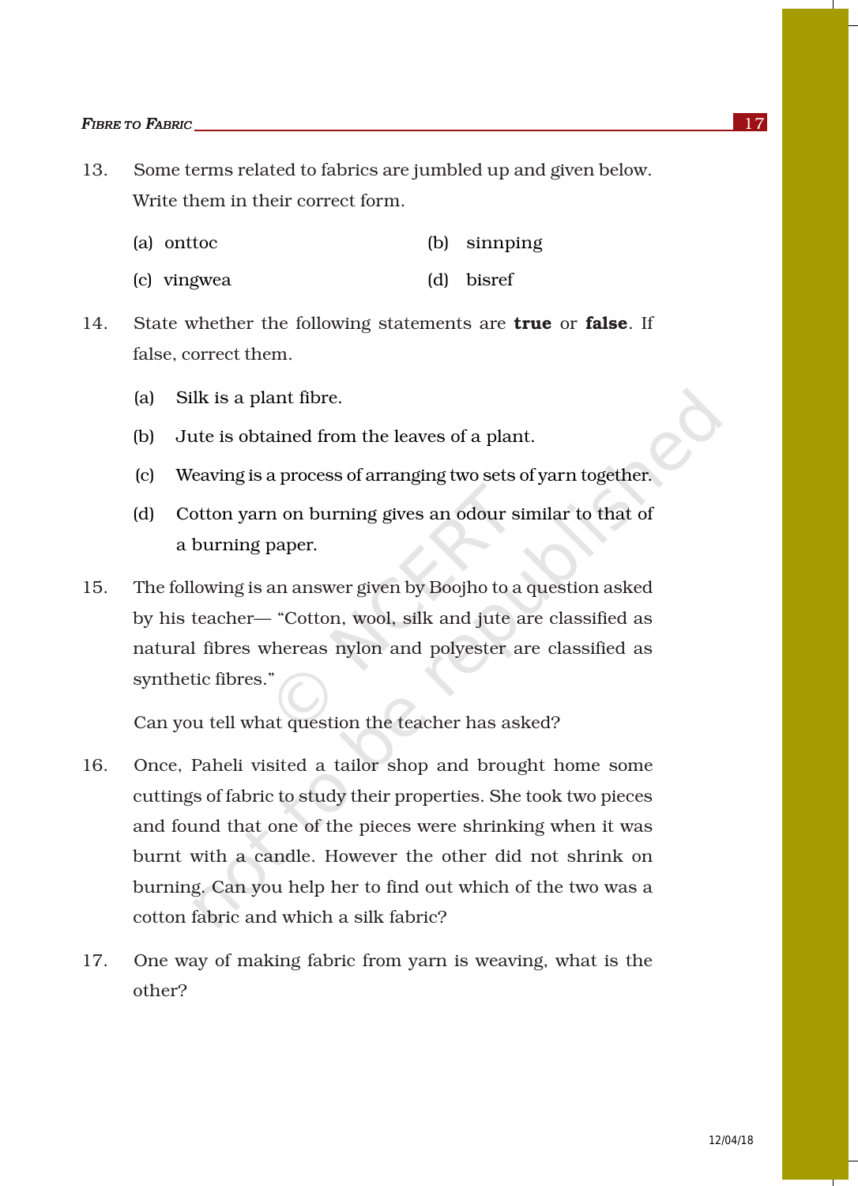13. Some terms related to fabrics are jumbled up and given below. Write them in their correct form.

    (a) onttoc (b) sinnping

    (c) vingwea (d) bisref

14. State whether the following statements are **true** or **false**. If false, correct them.

    (a) Silk is a plant fibre.

    (b) Jute is obtained from the leaves of a plant.

    (c) Weaving is a process of arranging two sets of yarn together.

    (d) Cotton yarn on burning gives an odour similar to that of a burning paper.

15. The following is an answer given by Boojho to a question asked by his teacher— "Cotton, wool, silk and jute are classified as natural fibres whereas nylon and polyester are classified as synthetic fibres."

    Can you tell what question the teacher has asked?

16. Once, Paheli visited a tailor shop and brought home some cuttings of fabric to study their properties. She took two pieces and found that one of the pieces were shrinking when it was burnt with a candle. However the other did not shrink on burning. Can you help her to find out which of the two was a cotton fabric and which a silk fabric?

17. One way of making fabric from yarn is weaving, what is the other?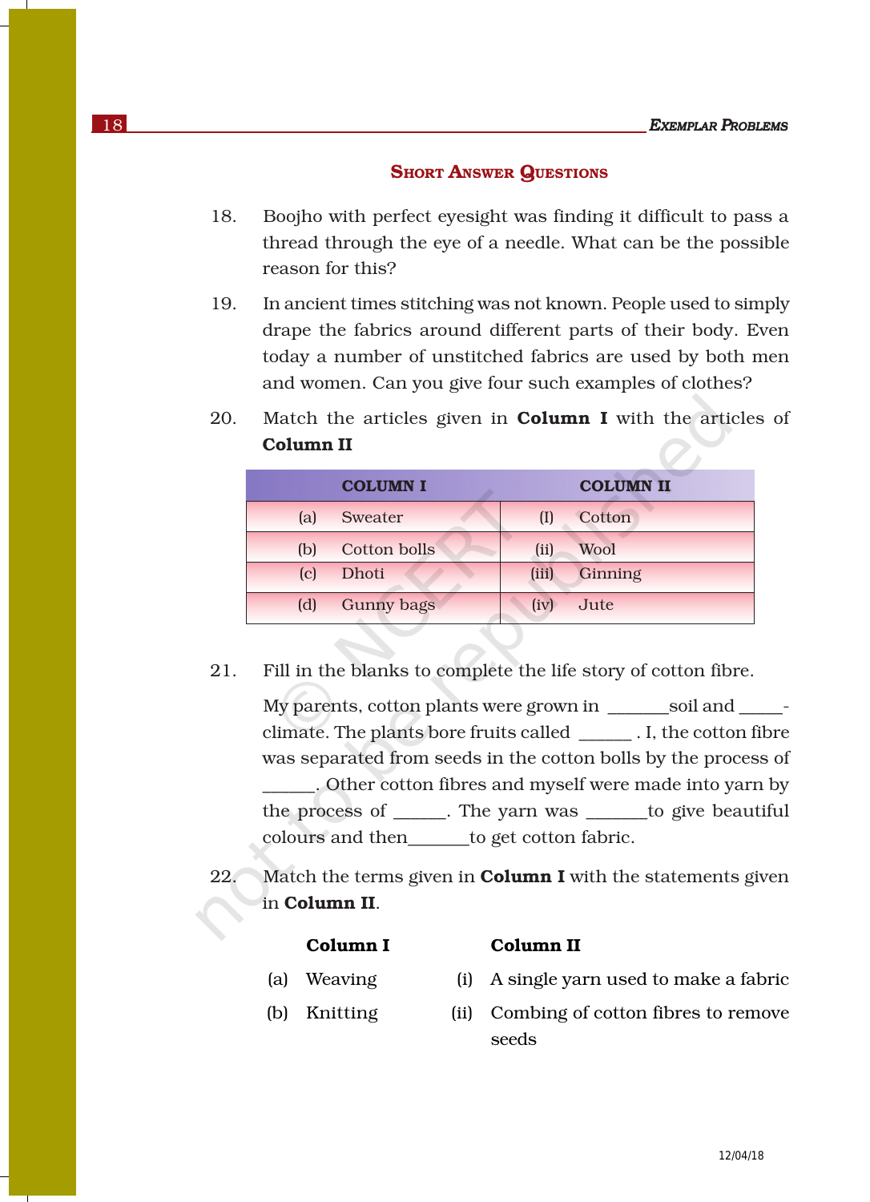## SHORT ANSWER QUESTIONS

18. Boojho with perfect eyesight was finding it difficult to pass a thread through the eye of a needle. What can be the possible reason for this?

19. In ancient times stitching was not known. People used to simply drape the fabrics around different parts of their body. Even today a number of unstitched fabrics are used by both men and women. Can you give four such examples of clothes?

20. Match the articles given in **Column I** with the articles of **Column II**

| COLUMN I | COLUMN II |
|---|---|
| (a) Sweater | (I) Cotton |
| (b) Cotton bolls | (ii) Wool |
| (c) Dhoti | (iii) Ginning |
| (d) Gunny bags | (iv) Jute |

21. Fill in the blanks to complete the life story of cotton fibre.

    My parents, cotton plants were grown in ______soil and _____-climate. The plants bore fruits called ______ . I, the cotton fibre was separated from seeds in the cotton bolls by the process of ______. Other cotton fibres and myself were made into yarn by the process of ______. The yarn was ______to give beautiful colours and then______to get cotton fabric.

22. Match the terms given in **Column I** with the statements given in **Column II**.

| Column I | Column II |
|---|---|
| (a) Weaving | (i) A single yarn used to make a fabric |
| (b) Knitting | (ii) Combing of cotton fibres to remove seeds |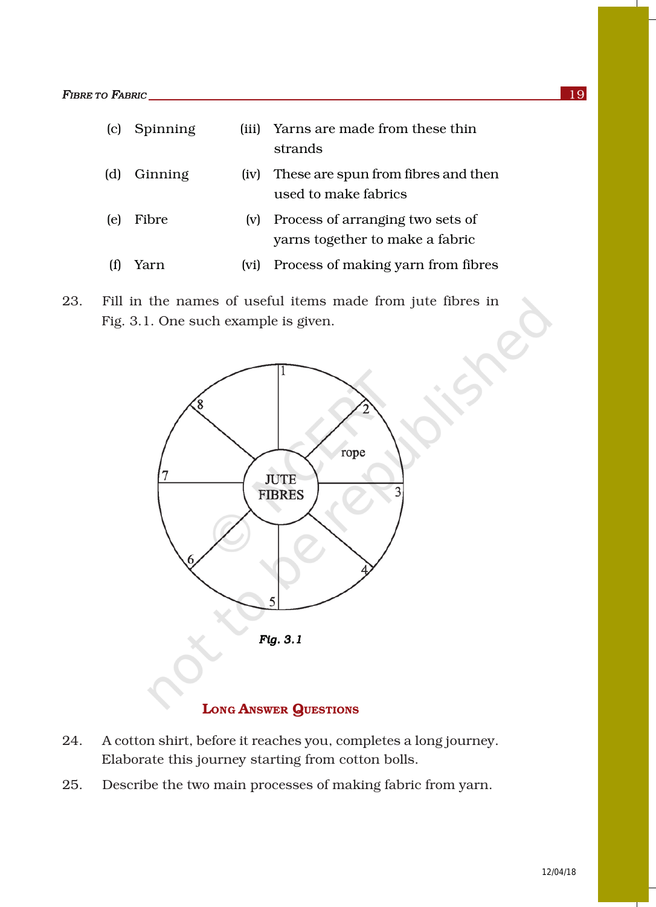| | | | |
|---|---|---|---|
| (c) | Spinning | (iii) | Yarns are made from these thin strands |
| (d) | Ginning | (iv) | These are spun from fibres and then used to make fabrics |
| (e) | Fibre | (v) | Process of arranging two sets of yarns together to make a fabric |
| (f) | Yarn | (vi) | Process of making yarn from fibres |

23. Fill in the names of useful items made from jute fibres in Fig. 3.1. One such example is given.

JUTE FIBRES

1

2

rope

3

4

5

6

7

8

*Fig. 3.1*

## Long Answer Questions

24. A cotton shirt, before it reaches you, completes a long journey. Elaborate this journey starting from cotton bolls.

25. Describe the two main processes of making fabric from yarn.